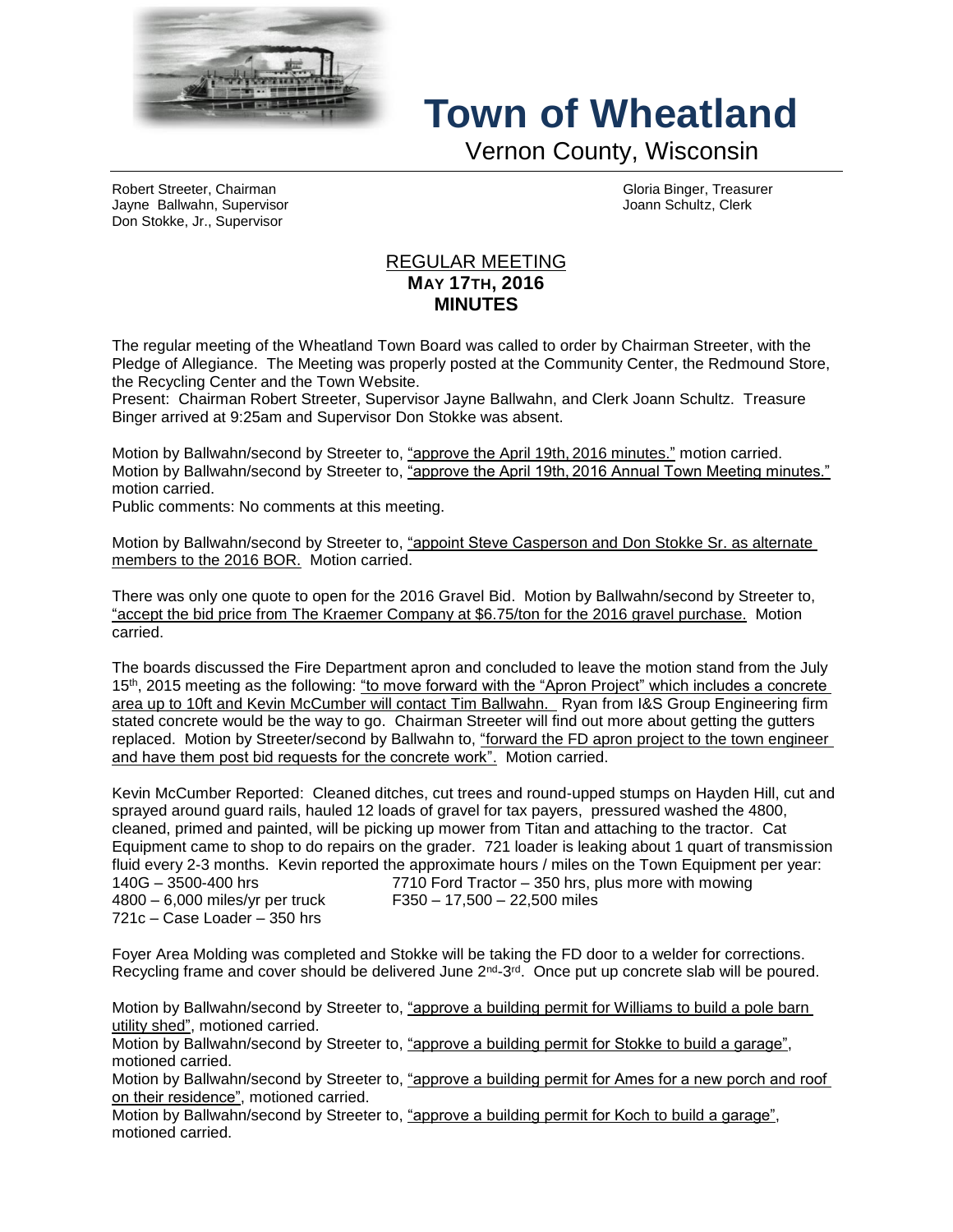# Town of Wheatland

Vernon County, Wisconsin

Robert Streeter, Chairman
Jayne Ballwahn, Supervisor
Don Stokke, Jr., Supervisor

Gloria Binger, Treasurer
Joann Schultz, Clerk

## REGULAR MEETING
**MAY 17TH, 2016**
**MINUTES**

The regular meeting of the Wheatland Town Board was called to order by Chairman Streeter, with the Pledge of Allegiance. The Meeting was properly posted at the Community Center, the Redmound Store, the Recycling Center and the Town Website.
Present: Chairman Robert Streeter, Supervisor Jayne Ballwahn, and Clerk Joann Schultz. Treasure Binger arrived at 9:25am and Supervisor Don Stokke was absent.

Motion by Ballwahn/second by Streeter to, "approve the April 19th, 2016 minutes." motion carried.
Motion by Ballwahn/second by Streeter to, "approve the April 19th, 2016 Annual Town Meeting minutes." motion carried.
Public comments: No comments at this meeting.

Motion by Ballwahn/second by Streeter to, "appoint Steve Casperson and Don Stokke Sr. as alternate members to the 2016 BOR. Motion carried.

There was only one quote to open for the 2016 Gravel Bid. Motion by Ballwahn/second by Streeter to, "accept the bid price from The Kraemer Company at $6.75/ton for the 2016 gravel purchase. Motion carried.

The boards discussed the Fire Department apron and concluded to leave the motion stand from the July 15th, 2015 meeting as the following: "to move forward with the "Apron Project" which includes a concrete area up to 10ft and Kevin McCumber will contact Tim Ballwahn. Ryan from I&S Group Engineering firm stated concrete would be the way to go. Chairman Streeter will find out more about getting the gutters replaced. Motion by Streeter/second by Ballwahn to, "forward the FD apron project to the town engineer and have them post bid requests for the concrete work". Motion carried.

Kevin McCumber Reported: Cleaned ditches, cut trees and round-upped stumps on Hayden Hill, cut and sprayed around guard rails, hauled 12 loads of gravel for tax payers, pressured washed the 4800, cleaned, primed and painted, will be picking up mower from Titan and attaching to the tractor. Cat Equipment came to shop to do repairs on the grader. 721 loader is leaking about 1 quart of transmission fluid every 2-3 months. Kevin reported the approximate hours / miles on the Town Equipment per year:

140G – 3500-400 hrs
7710 Ford Tractor – 350 hrs, plus more with mowing
4800 – 6,000 miles/yr per truck
F350 – 17,500 – 22,500 miles
721c – Case Loader – 350 hrs

Foyer Area Molding was completed and Stokke will be taking the FD door to a welder for corrections. Recycling frame and cover should be delivered June 2nd-3rd. Once put up concrete slab will be poured.

Motion by Ballwahn/second by Streeter to, "approve a building permit for Williams to build a pole barn utility shed", motioned carried.
Motion by Ballwahn/second by Streeter to, "approve a building permit for Stokke to build a garage", motioned carried.
Motion by Ballwahn/second by Streeter to, "approve a building permit for Ames for a new porch and roof on their residence", motioned carried.
Motion by Ballwahn/second by Streeter to, "approve a building permit for Koch to build a garage", motioned carried.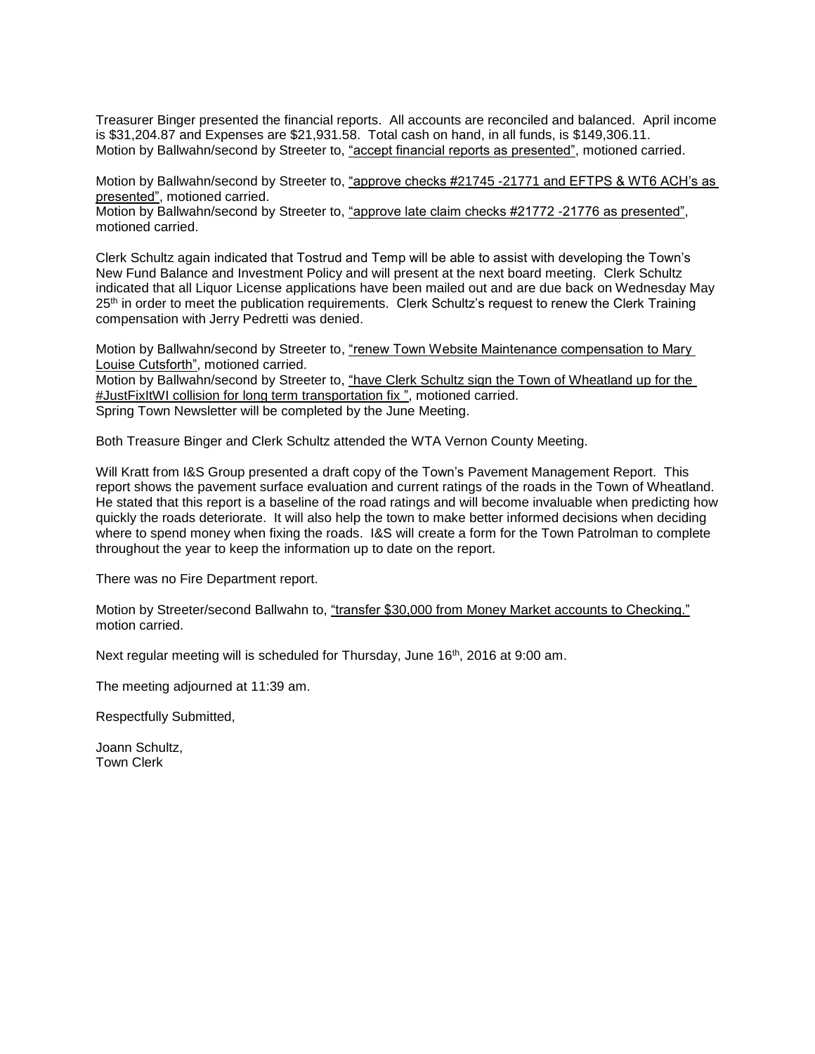Treasurer Binger presented the financial reports. All accounts are reconciled and balanced. April income is $31,204.87 and Expenses are $21,931.58. Total cash on hand, in all funds, is $149,306.11.
Motion by Ballwahn/second by Streeter to, "accept financial reports as presented", motioned carried.

Motion by Ballwahn/second by Streeter to, "approve checks #21745 -21771 and EFTPS & WT6 ACH's as presented", motioned carried.
Motion by Ballwahn/second by Streeter to, "approve late claim checks #21772 -21776 as presented", motioned carried.

Clerk Schultz again indicated that Tostrud and Temp will be able to assist with developing the Town's New Fund Balance and Investment Policy and will present at the next board meeting. Clerk Schultz indicated that all Liquor License applications have been mailed out and are due back on Wednesday May 25th in order to meet the publication requirements. Clerk Schultz's request to renew the Clerk Training compensation with Jerry Pedretti was denied.

Motion by Ballwahn/second by Streeter to, "renew Town Website Maintenance compensation to Mary Louise Cutsforth", motioned carried.
Motion by Ballwahn/second by Streeter to, "have Clerk Schultz sign the Town of Wheatland up for the #JustFixItWI collision for long term transportation fix ", motioned carried.
Spring Town Newsletter will be completed by the June Meeting.

Both Treasure Binger and Clerk Schultz attended the WTA Vernon County Meeting.

Will Kratt from I&S Group presented a draft copy of the Town's Pavement Management Report. This report shows the pavement surface evaluation and current ratings of the roads in the Town of Wheatland. He stated that this report is a baseline of the road ratings and will become invaluable when predicting how quickly the roads deteriorate. It will also help the town to make better informed decisions when deciding where to spend money when fixing the roads. I&S will create a form for the Town Patrolman to complete throughout the year to keep the information up to date on the report.

There was no Fire Department report.

Motion by Streeter/second Ballwahn to, "transfer $30,000 from Money Market accounts to Checking." motion carried.

Next regular meeting will is scheduled for Thursday, June 16th, 2016 at 9:00 am.

The meeting adjourned at 11:39 am.

Respectfully Submitted,

Joann Schultz,
Town Clerk